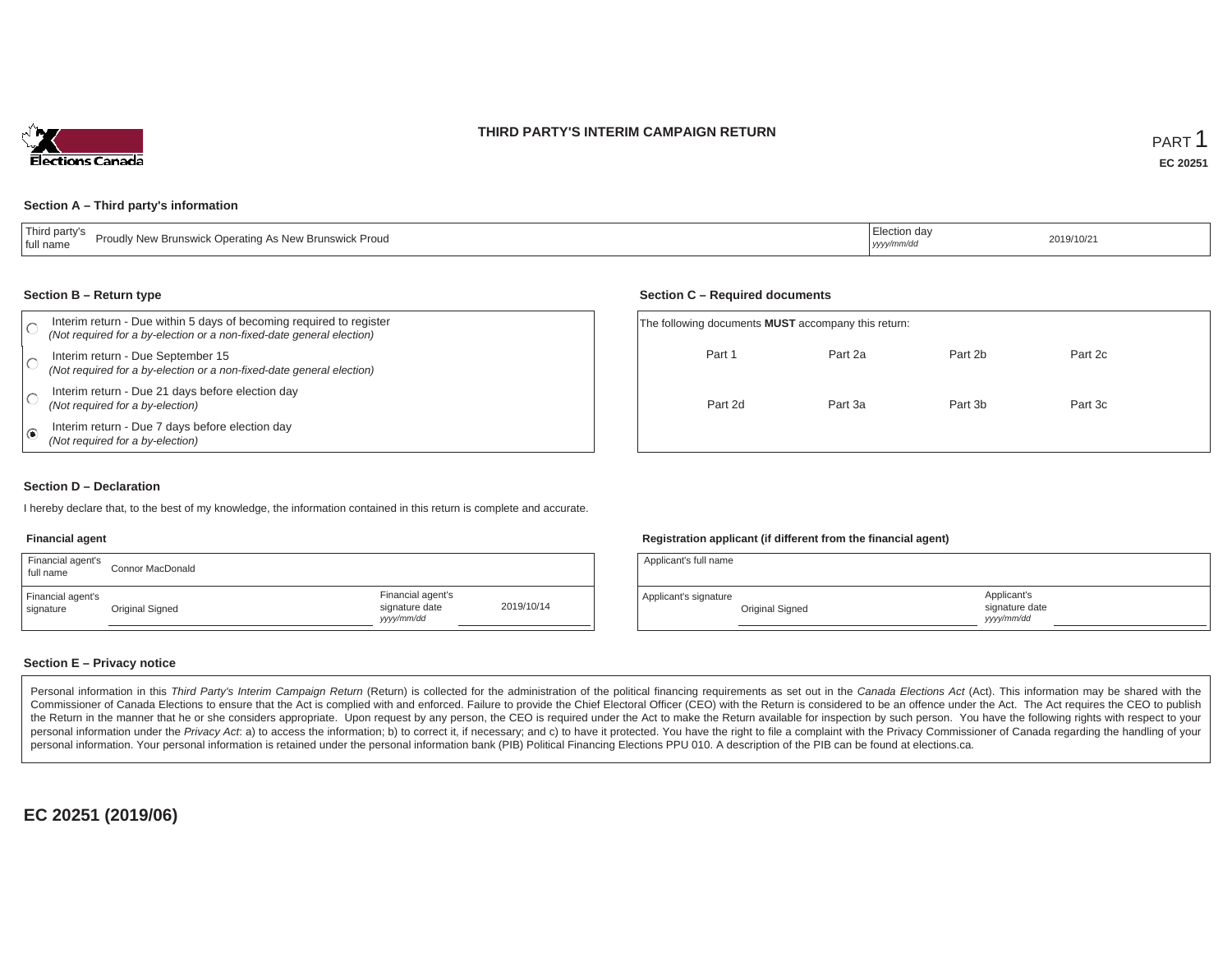# THIRD PARTY'S INTERIM CAMPAIGN RETURN

PART 1

**EC 20251**

### Section A – Third party's information

| Third party's full name | Proudly New Brunswick Operating As New Brunswick Proud | Election day *yyyy/mm/dd* | 2019/10/21 |
| --- | --- | --- | --- |

### Section B – Return type

- ○ Interim return - Due within 5 days of becoming required to register *(Not required for a by-election or a non-fixed-date general election)*
- ○ Interim return - Due September 15 *(Not required for a by-election or a non-fixed-date general election)*
- ○ Interim return - Due 21 days before election day *(Not required for a by-election)*
- ◉ Interim return - Due 7 days before election day *(Not required for a by-election)*

### Section C – Required documents

The following documents **MUST** accompany this return:

| Part 1 | Part 2a | Part 2b | Part 2c |
| --- | --- | --- | --- |
| Part 2d | Part 3a | Part 3b | Part 3c |

### Section D – Declaration

I hereby declare that, to the best of my knowledge, the information contained in this return is complete and accurate.

**Financial agent**

| Financial agent's full name | Connor MacDonald | | |
| --- | --- | --- | --- |
| Financial agent's signature | Original Signed | Financial agent's signature date *yyyy/mm/dd* | 2019/10/14 |

**Registration applicant (if different from the financial agent)**

| Applicant's full name | | | |
| --- | --- | --- | --- |
| Applicant's signature | Original Signed | Applicant's signature date *yyyy/mm/dd* | |

### Section E – Privacy notice

Personal information in this *Third Party's Interim Campaign Return* (Return) is collected for the administration of the political financing requirements as set out in the *Canada Elections Act* (Act). This information may be shared with the Commissioner of Canada Elections to ensure that the Act is complied with and enforced. Failure to provide the Chief Electoral Officer (CEO) with the Return is considered to be an offence under the Act. The Act requires the CEO to publish the Return in the manner that he or she considers appropriate. Upon request by any person, the CEO is required under the Act to make the Return available for inspection by such person. You have the following rights with respect to your personal information under the *Privacy Act*: a) to access the information; b) to correct it, if necessary; and c) to have it protected. You have the right to file a complaint with the Privacy Commissioner of Canada regarding the handling of your personal information. Your personal information is retained under the personal information bank (PIB) Political Financing Elections PPU 010. A description of the PIB can be found at elections.ca.

**EC 20251 (2019/06)**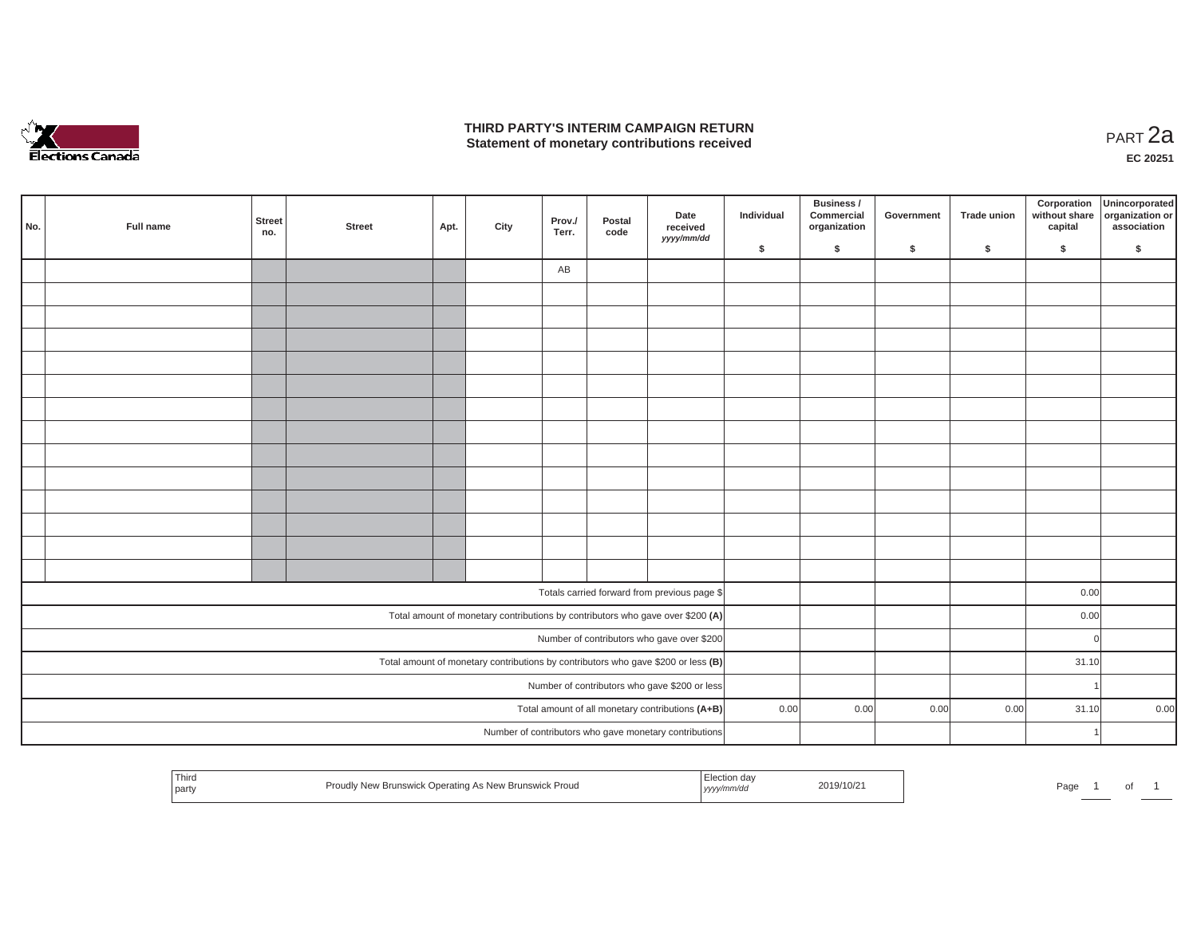# THIRD PARTY'S INTERIM CAMPAIGN RETURN
## Statement of monetary contributions received

PART 2a

EC 20251

| No. | Full name | Street no. | Street | Apt. | City | Prov./ Terr. | Postal code | Date received yyyy/mm/dd | Individual $ | Business / Commercial organization $ | Government $ | Trade union $ | Corporation without share capital $ | Unincorporated organization or association $ |
|---|---|---|---|---|---|---|---|---|---|---|---|---|---|---|
| | | | | | | AB | | | | | | | | |
| | | | | | | | | | | | | | | |
| | | | | | | | | | | | | | | |
| | | | | | | | | | | | | | | |
| | | | | | | | | | | | | | | |
| | | | | | | | | | | | | | | |
| | | | | | | | | | | | | | | |
| | | | | | | | | | | | | | | |
| | | | | | | | | | | | | | | |
| | | | | | | | | | | | | | | |
| | | | | | | | | | | | | | | |
| | | | | | | | | | | | | | | |
| | | | | | | | | | | | | | | |
| | | | | | | | | | | | | | | |
| Totals carried forward from previous page $ | | | | | | | | | | | | | 0.00 | |
| Total amount of monetary contributions by contributors who gave over $200 (A) | | | | | | | | | | | | | 0.00 | |
| Number of contributors who gave over $200 | | | | | | | | | | | | | 0 | |
| Total amount of monetary contributions by contributors who gave $200 or less (B) | | | | | | | | | | | | | 31.10 | |
| Number of contributors who gave $200 or less | | | | | | | | | | | | | 1 | |
| Total amount of all monetary contributions (A+B) | | | | | | | | | 0.00 | 0.00 | 0.00 | 0.00 | 31.10 | 0.00 |
| Number of contributors who gave monetary contributions | | | | | | | | | | | | | 1 | |

| Third party | Proudly New Brunswick Operating As New Brunswick Proud | Election day yyyy/mm/dd | 2019/10/21 |
|---|---|---|---|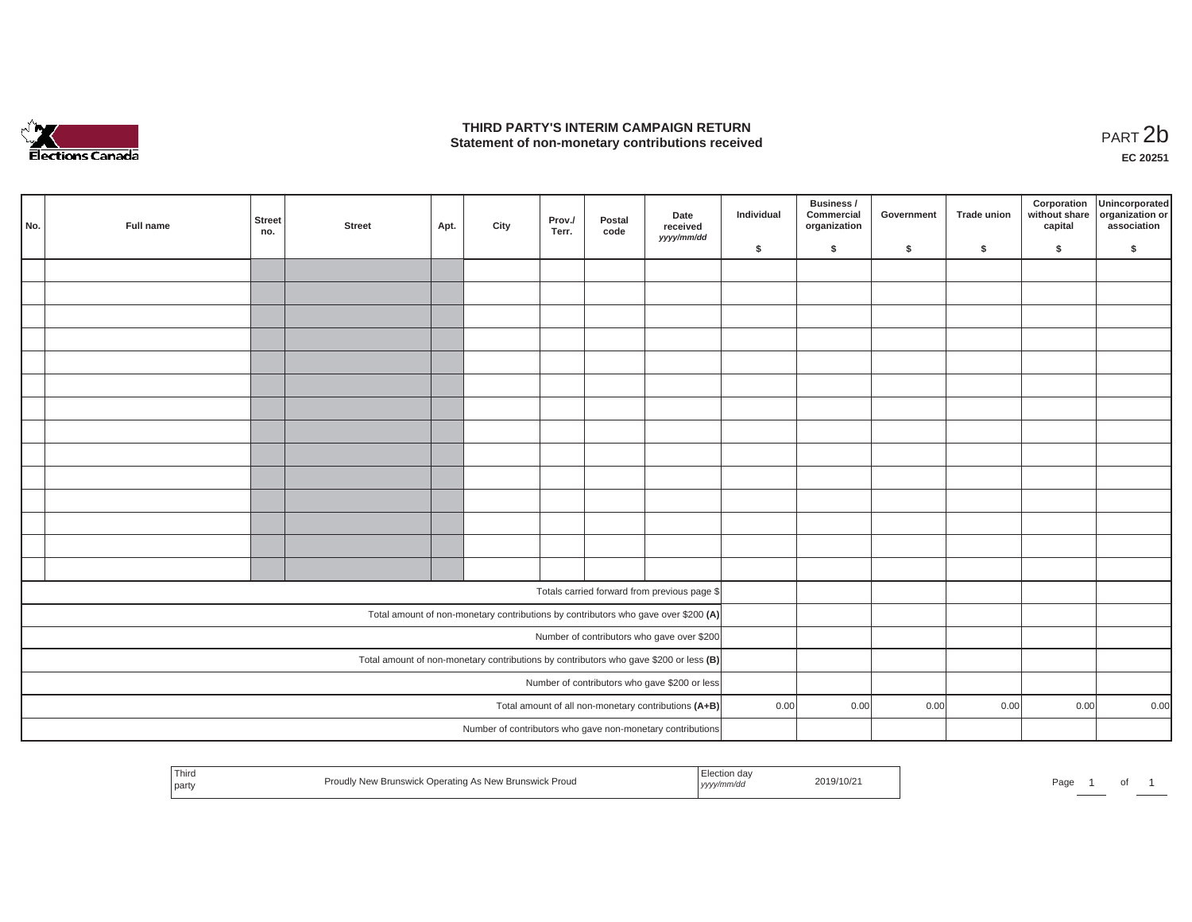# THIRD PARTY'S INTERIM CAMPAIGN RETURN
## Statement of non-monetary contributions received

PART 2b

**EC 20251**

| No. | Full name | Street no. | Street | Apt. | City | Prov./ Terr. | Postal code | Date received yyyy/mm/dd | Individual $ | Business / Commercial organization $ | Government $ | Trade union $ | Corporation without share capital $ | Unincorporated organization or association $ |
|---|---|---|---|---|---|---|---|---|---|---|---|---|---|---|
| | | | | | | | | | | | | | | |
| | | | | | | | | | | | | | | |
| | | | | | | | | | | | | | | |
| | | | | | | | | | | | | | | |
| | | | | | | | | | | | | | | |
| | | | | | | | | | | | | | | |
| | | | | | | | | | | | | | | |
| | | | | | | | | | | | | | | |
| | | | | | | | | | | | | | | |
| | | | | | | | | | | | | | | |
| | | | | | | | | | | | | | | |
| | | | | | | | | | | | | | | |
| | | | | | | | | | | | | | | |
| | | | | | | | | | | | | | | |
| Totals carried forward from previous page $ | | | | | | | | | | | | | | |
| Total amount of non-monetary contributions by contributors who gave over $200 (A) | | | | | | | | | | | | | | |
| Number of contributors who gave over $200 | | | | | | | | | | | | | | |
| Total amount of non-monetary contributions by contributors who gave $200 or less (B) | | | | | | | | | | | | | | |
| Number of contributors who gave $200 or less | | | | | | | | | | | | | | |
| Total amount of all non-monetary contributions (A+B) | | | | | | | | | 0.00 | 0.00 | 0.00 | 0.00 | 0.00 | 0.00 |
| Number of contributors who gave non-monetary contributions | | | | | | | | | | | | | | |

| Third party | Proudly New Brunswick Operating As New Brunswick Proud | Election day yyyy/mm/dd | 2019/10/21 |
|---|---|---|---|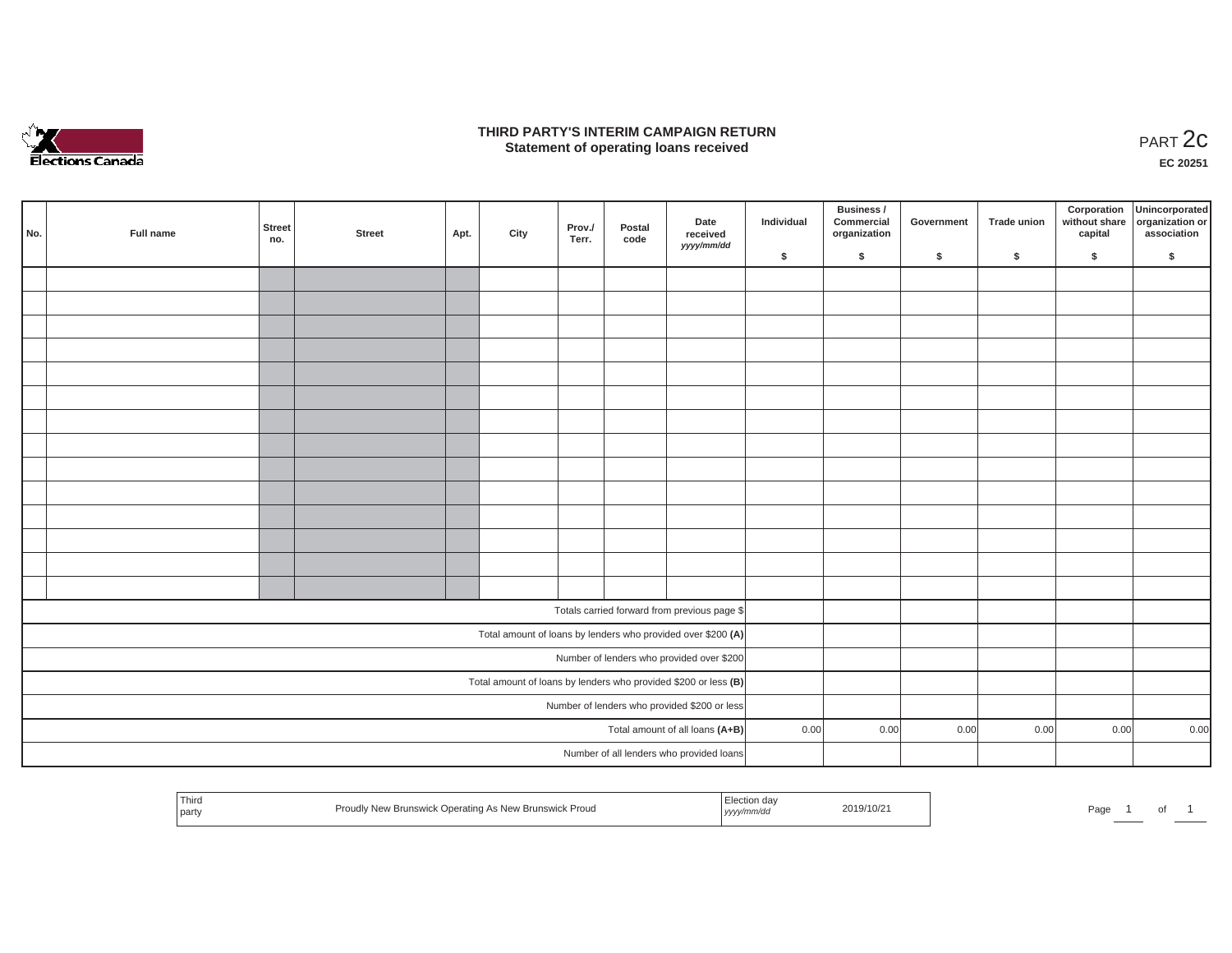# THIRD PARTY'S INTERIM CAMPAIGN RETURN
## Statement of operating loans received

PART 2c

**EC 20251**

| No. | Full name | Street no. | Street | Apt. | City | Prov./ Terr. | Postal code | Date received *yyyy/mm/dd* | Individual $ | Business / Commercial organization $ | Government $ | Trade union $ | Corporation without share capital $ | Unincorporated organization or association $ |
|---|---|---|---|---|---|---|---|---|---|---|---|---|---|---|
| | | | | | | | | | | | | | | |
| | | | | | | | | | | | | | | |
| | | | | | | | | | | | | | | |
| | | | | | | | | | | | | | | |
| | | | | | | | | | | | | | | |
| | | | | | | | | | | | | | | |
| | | | | | | | | | | | | | | |
| | | | | | | | | | | | | | | |
| | | | | | | | | | | | | | | |
| | | | | | | | | | | | | | | |
| | | | | | | | | | | | | | | |
| | | | | | | | | | | | | | | |
| | | | | | | | | | | | | | | |
| | | | | | | | | | | | | | | |
| Totals carried forward from previous page $ | | | | | | | | | | | | | | |
| Total amount of loans by lenders who provided over $200 **(A)** | | | | | | | | | | | | | | |
| Number of lenders who provided over $200 | | | | | | | | | | | | | | |
| Total amount of loans by lenders who provided $200 or less **(B)** | | | | | | | | | | | | | | |
| Number of lenders who provided $200 or less | | | | | | | | | | | | | | |
| Total amount of all loans **(A+B)** | | | | | | | | | 0.00 | 0.00 | 0.00 | 0.00 | 0.00 | 0.00 |
| Number of all lenders who provided loans | | | | | | | | | | | | | | |

| Third party | Proudly New Brunswick Operating As New Brunswick Proud | Election day *yyyy/mm/dd* | 2019/10/21 |
|---|---|---|---|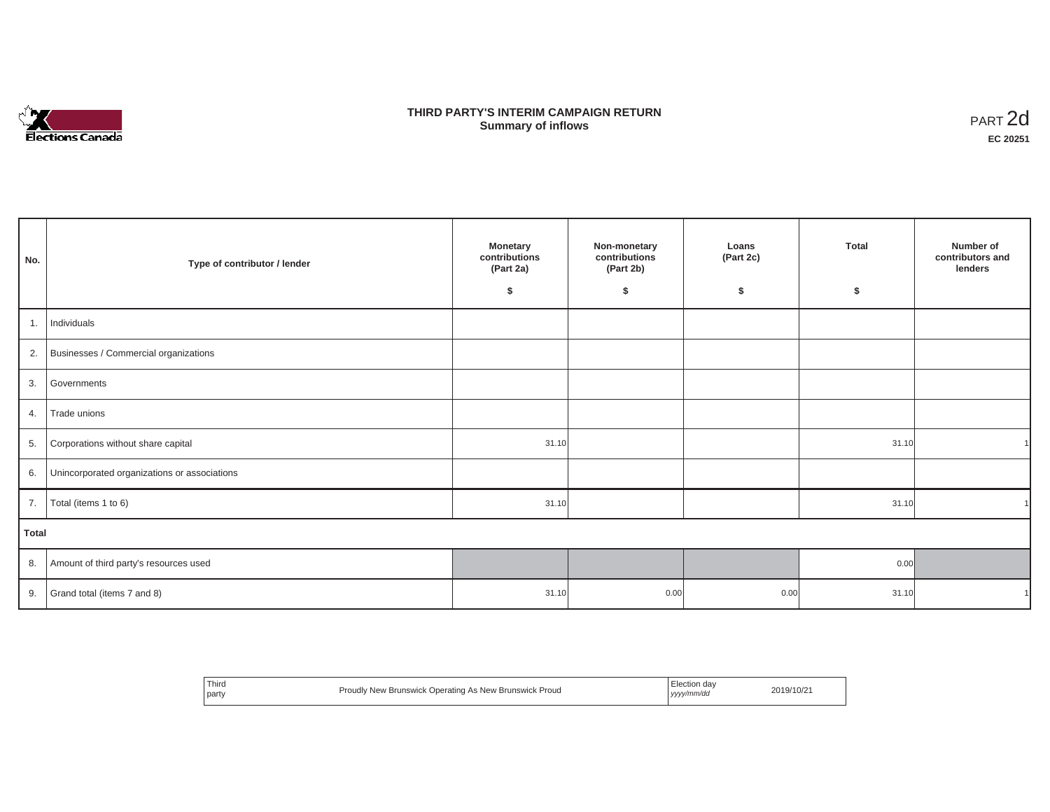# THIRD PARTY'S INTERIM CAMPAIGN RETURN
## Summary of inflows

PART 2d
**EC 20251**

| No. | Type of contributor / lender | Monetary contributions (Part 2a) $ | Non-monetary contributions (Part 2b) $ | Loans (Part 2c) $ | Total $ | Number of contributors and lenders |
|---|---|---|---|---|---|---|
| 1. | Individuals | | | | | |
| 2. | Businesses / Commercial organizations | | | | | |
| 3. | Governments | | | | | |
| 4. | Trade unions | | | | | |
| 5. | Corporations without share capital | 31.10 | | | 31.10 | 1 |
| 6. | Unincorporated organizations or associations | | | | | |
| 7. | Total (items 1 to 6) | 31.10 | | | 31.10 | 1 |
| **Total** | | | | | | |
| 8. | Amount of third party's resources used | | | | 0.00 | |
| 9. | Grand total (items 7 and 8) | 31.10 | 0.00 | 0.00 | 31.10 | 1 |

| Third party | Proudly New Brunswick Operating As New Brunswick Proud | Election day *yyyy/mm/dd* | 2019/10/21 |
|---|---|---|---|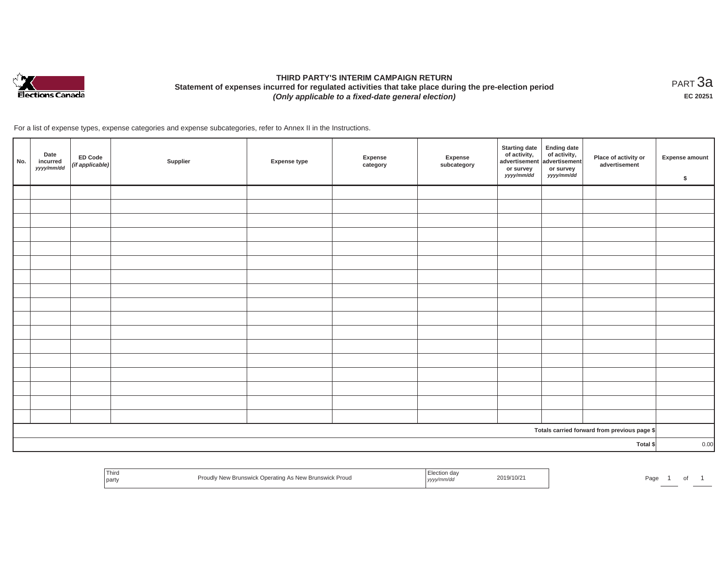# THIRD PARTY'S INTERIM CAMPAIGN RETURN

**Statement of expenses incurred for regulated activities that take place during the pre-election period**

***(Only applicable to a fixed-date general election)***

PART 3a

**EC 20251**

For a list of expense types, expense categories and expense subcategories, refer to Annex II in the Instructions.

| No. | Date incurred *yyyy/mm/dd* | ED Code *(if applicable)* | Supplier | Expense type | Expense category | Expense subcategory | Starting date of activity, advertisement or survey *yyyy/mm/dd* | Ending date of activity, advertisement or survey *yyyy/mm/dd* | Place of activity or advertisement | Expense amount $ |
|---|---|---|---|---|---|---|---|---|---|---|
| | | | | | | | | | | |
| | | | | | | | | | | |
| | | | | | | | | | | |
| | | | | | | | | | | |
| | | | | | | | | | | |
| | | | | | | | | | | |
| | | | | | | | | | | |
| | | | | | | | | | | |
| | | | | | | | | | | |
| | | | | | | | | | | |
| | | | | | | | | | | |
| | | | | | | | | | | |
| | | | | | | | | | | |
| | | | | | | | | | | |
| | | | | | | | | | | |
| | | | | | | | | | | |
| | | | | | | | | | | |
| | | | | | | | | | Totals carried forward from previous page $ | |
| | | | | | | | | | Total $ | 0.00 |

| Third party | Proudly New Brunswick Operating As New Brunswick Proud | Election day *yyyy/mm/dd* | 2019/10/21 |
|---|---|---|---|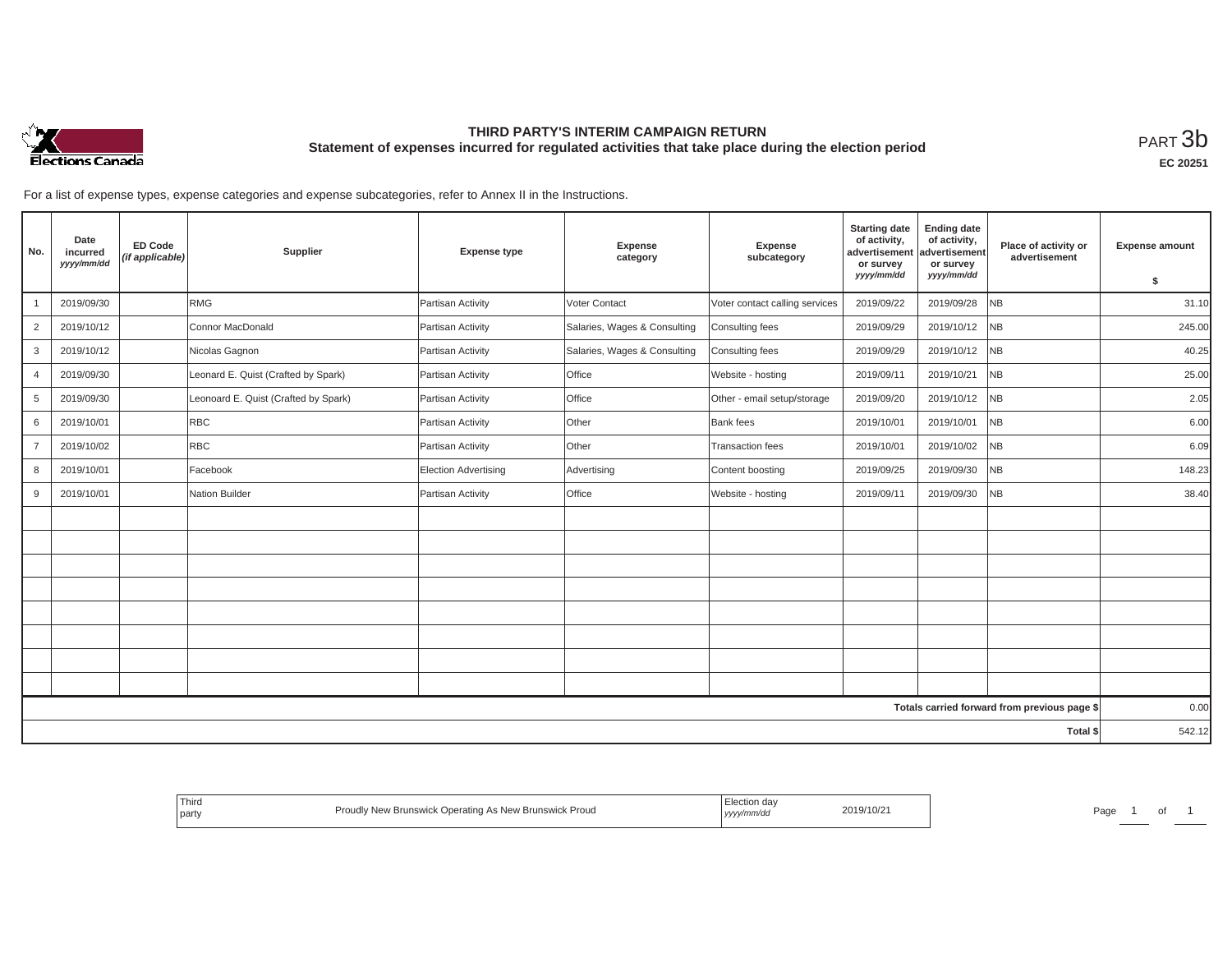# THIRD PARTY'S INTERIM CAMPAIGN RETURN

## Statement of expenses incurred for regulated activities that take place during the election period

PART 3b

EC 20251

For a list of expense types, expense categories and expense subcategories, refer to Annex II in the Instructions.

| No. | Date incurred *yyyy/mm/dd* | ED Code *(if applicable)* | Supplier | Expense type | Expense category | Expense subcategory | Starting date of activity, advertisement or survey *yyyy/mm/dd* | Ending date of activity, advertisement or survey *yyyy/mm/dd* | Place of activity or advertisement | Expense amount $ |
|---|---|---|---|---|---|---|---|---|---|---|
| 1 | 2019/09/30 | | RMG | Partisan Activity | Voter Contact | Voter contact calling services | 2019/09/22 | 2019/09/28 | NB | 31.10 |
| 2 | 2019/10/12 | | Connor MacDonald | Partisan Activity | Salaries, Wages & Consulting | Consulting fees | 2019/09/29 | 2019/10/12 | NB | 245.00 |
| 3 | 2019/10/12 | | Nicolas Gagnon | Partisan Activity | Salaries, Wages & Consulting | Consulting fees | 2019/09/29 | 2019/10/12 | NB | 40.25 |
| 4 | 2019/09/30 | | Leonard E. Quist (Crafted by Spark) | Partisan Activity | Office | Website - hosting | 2019/09/11 | 2019/10/21 | NB | 25.00 |
| 5 | 2019/09/30 | | Leonard E. Quist (Crafted by Spark) | Partisan Activity | Office | Other - email setup/storage | 2019/09/20 | 2019/10/12 | NB | 2.05 |
| 6 | 2019/10/01 | | RBC | Partisan Activity | Other | Bank fees | 2019/10/01 | 2019/10/01 | NB | 6.00 |
| 7 | 2019/10/02 | | RBC | Partisan Activity | Other | Transaction fees | 2019/10/01 | 2019/10/02 | NB | 6.09 |
| 8 | 2019/10/01 | | Facebook | Election Advertising | Advertising | Content boosting | 2019/09/25 | 2019/09/30 | NB | 148.23 |
| 9 | 2019/10/01 | | Nation Builder | Partisan Activity | Office | Website - hosting | 2019/09/11 | 2019/09/30 | NB | 38.40 |
| | | | | | | | | | | |
| | | | | | | | | | | |
| | | | | | | | | | | |
| | | | | | | | | | | |
| | | | | | | | | | | |
| | | | | | | | | | | |
| | | | | | | | | | | |
| | | | | | | | | | | |
| | | | | | | | | | Totals carried forward from previous page $ | 0.00 |
| | | | | | | | | | Total $ | 542.12 |

| Third party | Proudly New Brunswick Operating As New Brunswick Proud | Election day *yyyy/mm/dd* | 2019/10/21 |
|---|---|---|---|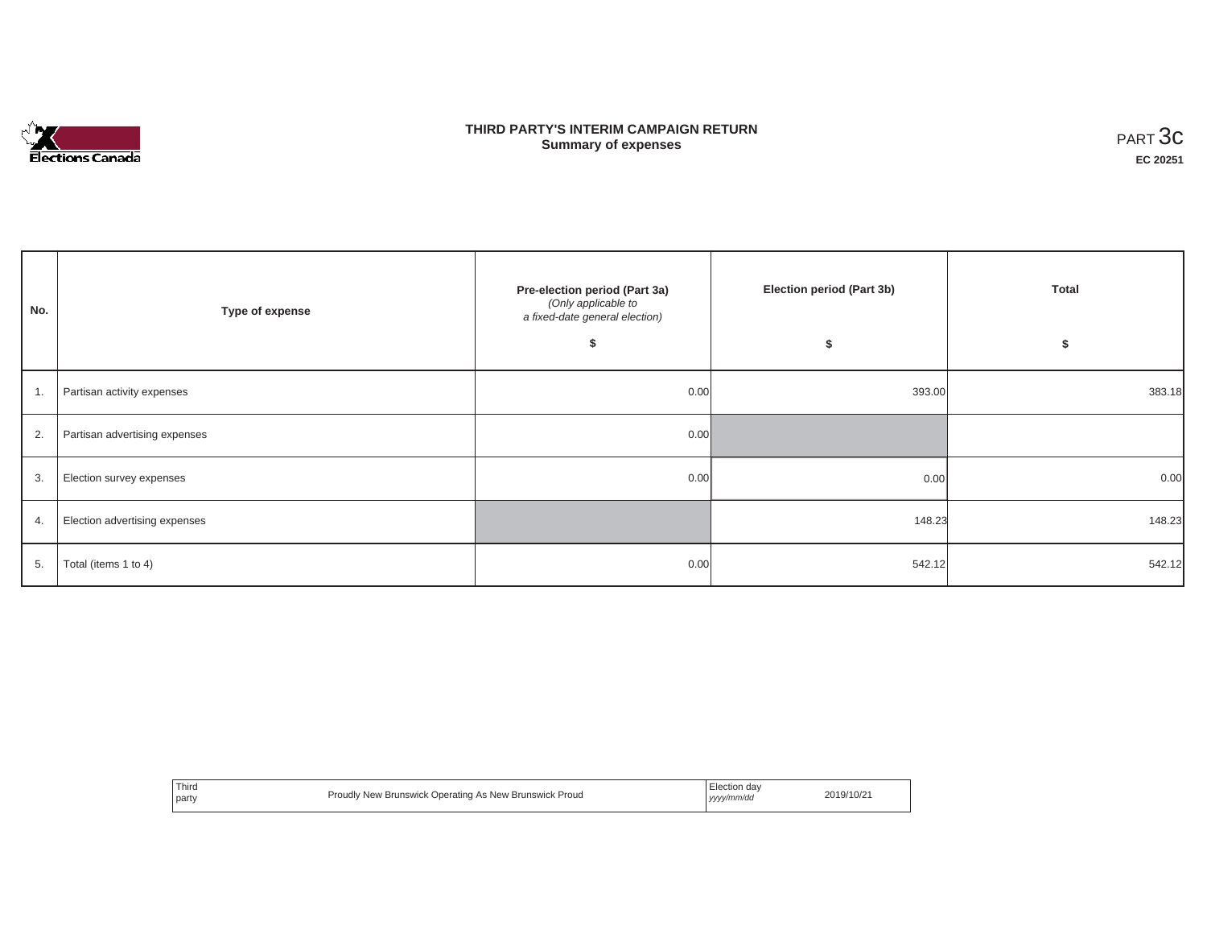# THIRD PARTY'S INTERIM CAMPAIGN RETURN
## Summary of expenses

PART 3c

**EC 20251**

| No. | Type of expense | Pre-election period (Part 3a) *(Only applicable to a fixed-date general election)* $ | Election period (Part 3b) $ | Total $ |
|---|---|---|---|---|
| 1. | Partisan activity expenses | 0.00 | 393.00 | 383.18 |
| 2. | Partisan advertising expenses | 0.00 | | |
| 3. | Election survey expenses | 0.00 | 0.00 | 0.00 |
| 4. | Election advertising expenses | | 148.23 | 148.23 |
| 5. | Total (items 1 to 4) | 0.00 | 542.12 | 542.12 |

| | | | |
|---|---|---|---|
| Third party | Proudly New Brunswick Operating As New Brunswick Proud | Election day *yyyy/mm/dd* | 2019/10/21 |